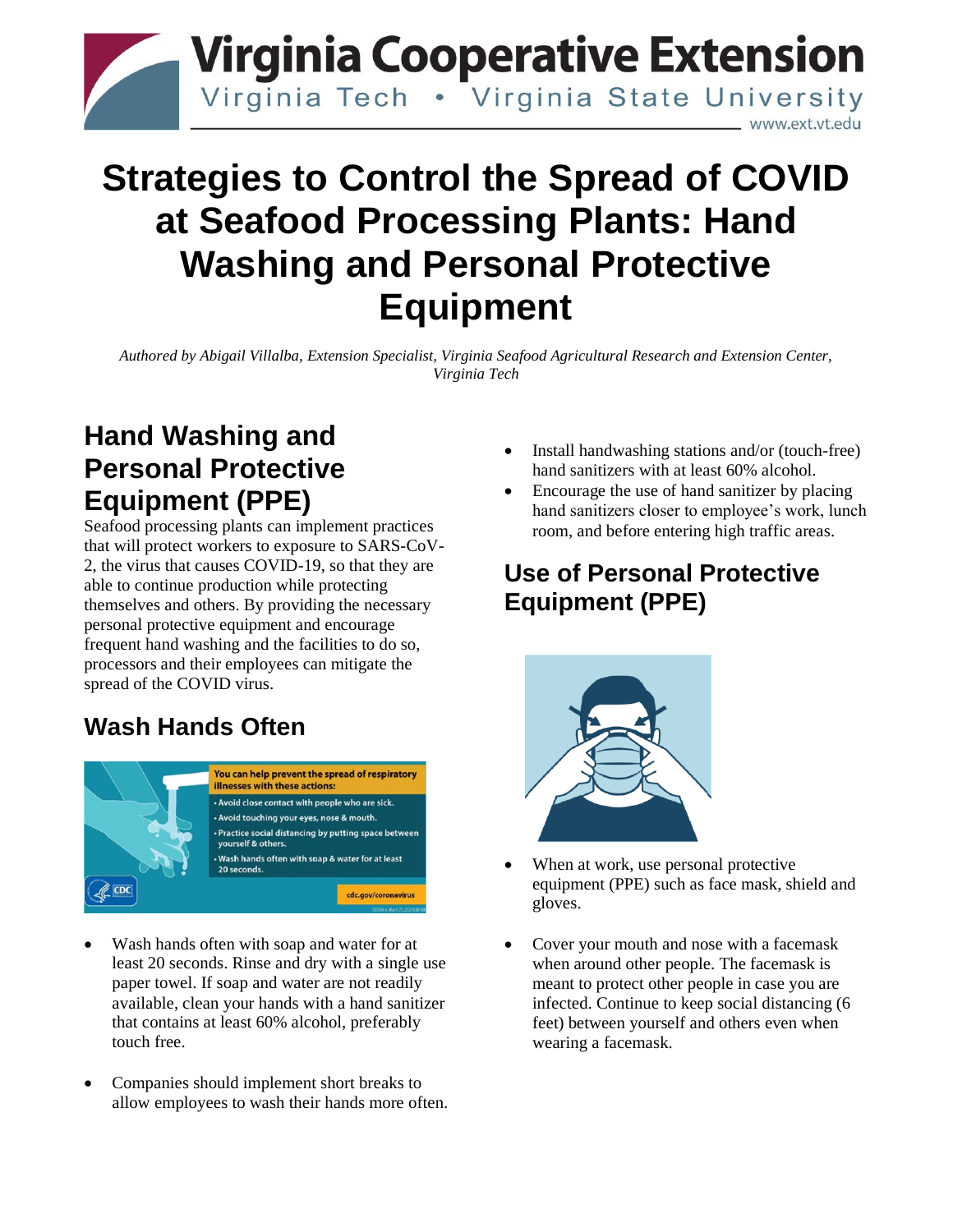Virginia Cooperative Extension

Virginia Tech • Virginia State University

www.ext.vt.edu

# Strategies to Control the Spread of COVID at Seafood Processing Plants: Hand Washing and Personal Protective Equipment

*Authored by Abigail Villalba, Extension Specialist, Virginia Seafood Agricultural Research and Extension Center, Virginia Tech*

## Hand Washing and Personal Protective Equipment (PPE)

Seafood processing plants can implement practices that will protect workers to exposure to SARS-CoV-2, the virus that causes COVID-19, so that they are able to continue production while protecting themselves and others. By providing the necessary personal protective equipment and encourage frequent hand washing and the facilities to do so, processors and their employees can mitigate the spread of the COVID virus.

## Wash Hands Often

- Wash hands often with soap and water for at least 20 seconds. Rinse and dry with a single use paper towel. If soap and water are not readily available, clean your hands with a hand sanitizer that contains at least 60% alcohol, preferably touch free.
- Companies should implement short breaks to allow employees to wash their hands more often.
- Install handwashing stations and/or (touch-free) hand sanitizers with at least 60% alcohol.
- Encourage the use of hand sanitizer by placing hand sanitizers closer to employee's work, lunch room, and before entering high traffic areas.

## Use of Personal Protective Equipment (PPE)

- When at work, use personal protective equipment (PPE) such as face mask, shield and gloves.
- Cover your mouth and nose with a facemask when around other people. The facemask is meant to protect other people in case you are infected. Continue to keep social distancing (6 feet) between yourself and others even when wearing a facemask.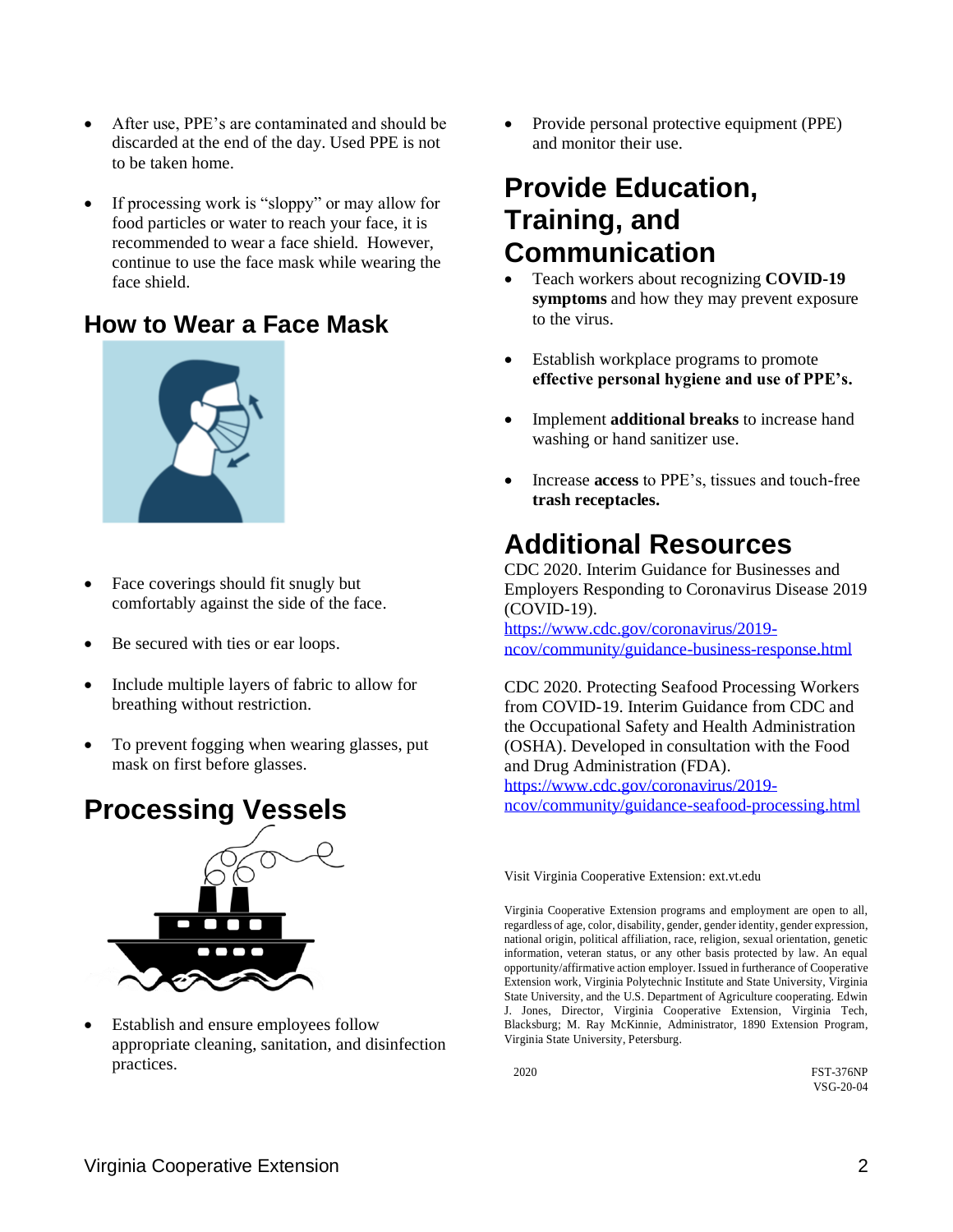- After use, PPE's are contaminated and should be discarded at the end of the day. Used PPE is not to be taken home.

- If processing work is "sloppy" or may allow for food particles or water to reach your face, it is recommended to wear a face shield. However, continue to use the face mask while wearing the face shield.

## How to Wear a Face Mask

- Face coverings should fit snugly but comfortably against the side of the face.

- Be secured with ties or ear loops.

- Include multiple layers of fabric to allow for breathing without restriction.

- To prevent fogging when wearing glasses, put mask on first before glasses.

## Processing Vessels

- Establish and ensure employees follow appropriate cleaning, sanitation, and disinfection practices.

- Provide personal protective equipment (PPE) and monitor their use.

## Provide Education, Training, and Communication

- Teach workers about recognizing **COVID-19 symptoms** and how they may prevent exposure to the virus.

- Establish workplace programs to promote **effective personal hygiene and use of PPE's.**

- Implement **additional breaks** to increase hand washing or hand sanitizer use.

- Increase **access** to PPE's, tissues and touch-free **trash receptacles.**

## Additional Resources

CDC 2020. Interim Guidance for Businesses and Employers Responding to Coronavirus Disease 2019 (COVID-19).
https://www.cdc.gov/coronavirus/2019-ncov/community/guidance-business-response.html

CDC 2020. Protecting Seafood Processing Workers from COVID-19. Interim Guidance from CDC and the Occupational Safety and Health Administration (OSHA). Developed in consultation with the Food and Drug Administration (FDA).
https://www.cdc.gov/coronavirus/2019-ncov/community/guidance-seafood-processing.html

Visit Virginia Cooperative Extension: ext.vt.edu

Virginia Cooperative Extension programs and employment are open to all, regardless of age, color, disability, gender, gender identity, gender expression, national origin, political affiliation, race, religion, sexual orientation, genetic information, veteran status, or any other basis protected by law. An equal opportunity/affirmative action employer. Issued in furtherance of Cooperative Extension work, Virginia Polytechnic Institute and State University, Virginia State University, and the U.S. Department of Agriculture cooperating. Edwin J. Jones, Director, Virginia Cooperative Extension, Virginia Tech, Blacksburg; M. Ray McKinnie, Administrator, 1890 Extension Program, Virginia State University, Petersburg.

2020

FST-376NP
VSG-20-04